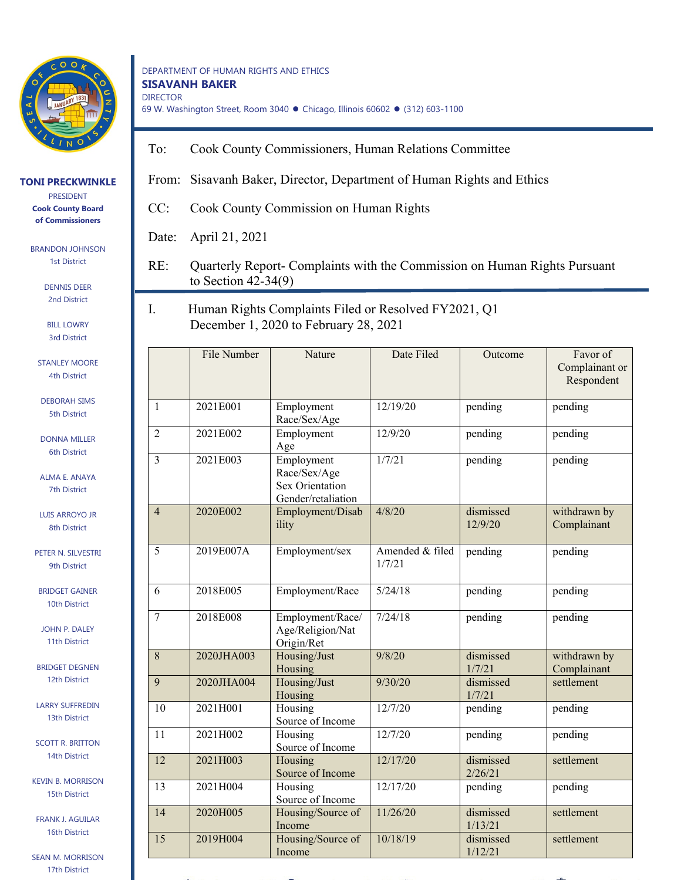DEPARTMENT OF HUMAN RIGHTS AND ETHICS
**SISAVANH BAKER**
DIRECTOR
69 W. Washington Street, Room 3040 ● Chicago, Illinois 60602 ● (312) 603-1100

**TONI PRECKWINKLE**
PRESIDENT
**Cook County Board of Commissioners**

BRANDON JOHNSON, 1st District
DENNIS DEER, 2nd District
BILL LOWRY, 3rd District
STANLEY MOORE, 4th District
DEBORAH SIMS, 5th District
DONNA MILLER, 6th District
ALMA E. ANAYA, 7th District
LUIS ARROYO JR, 8th District
PETER N. SILVESTRI, 9th District
BRIDGET GAINER, 10th District
JOHN P. DALEY, 11th District
BRIDGET DEGNEN, 12th District
LARRY SUFFREDIN, 13th District
SCOTT R. BRITTON, 14th District
KEVIN B. MORRISON, 15th District
FRANK J. AGUILAR, 16th District
SEAN M. MORRISON, 17th District

To: Cook County Commissioners, Human Relations Committee

From: Sisavanh Baker, Director, Department of Human Rights and Ethics

CC: Cook County Commission on Human Rights

Date: April 21, 2021

RE: Quarterly Report- Complaints with the Commission on Human Rights Pursuant to Section 42-34(9)

## I. Human Rights Complaints Filed or Resolved FY2021, Q1 December 1, 2020 to February 28, 2021

| | File Number | Nature | Date Filed | Outcome | Favor of Complainant or Respondent |
|---|---|---|---|---|---|
| 1 | 2021E001 | Employment Race/Sex/Age | 12/19/20 | pending | pending |
| 2 | 2021E002 | Employment Age | 12/9/20 | pending | pending |
| 3 | 2021E003 | Employment Race/Sex/Age Sex Orientation Gender/retaliation | 1/7/21 | pending | pending |
| 4 | 2020E002 | Employment/Disability | 4/8/20 | dismissed 12/9/20 | withdrawn by Complainant |
| 5 | 2019E007A | Employment/sex | Amended & filed 1/7/21 | pending | pending |
| 6 | 2018E005 | Employment/Race | 5/24/18 | pending | pending |
| 7 | 2018E008 | Employment/Race/Age/Religion/Nat Origin/Ret | 7/24/18 | pending | pending |
| 8 | 2020JHA003 | Housing/Just Housing | 9/8/20 | dismissed 1/7/21 | withdrawn by Complainant |
| 9 | 2020JHA004 | Housing/Just Housing | 9/30/20 | dismissed 1/7/21 | settlement |
| 10 | 2021H001 | Housing Source of Income | 12/7/20 | pending | pending |
| 11 | 2021H002 | Housing Source of Income | 12/7/20 | pending | pending |
| 12 | 2021H003 | Housing Source of Income | 12/17/20 | dismissed 2/26/21 | settlement |
| 13 | 2021H004 | Housing Source of Income | 12/17/20 | pending | pending |
| 14 | 2020H005 | Housing/Source of Income | 11/26/20 | dismissed 1/13/21 | settlement |
| 15 | 2019H004 | Housing/Source of Income | 10/18/19 | dismissed 1/12/21 | settlement |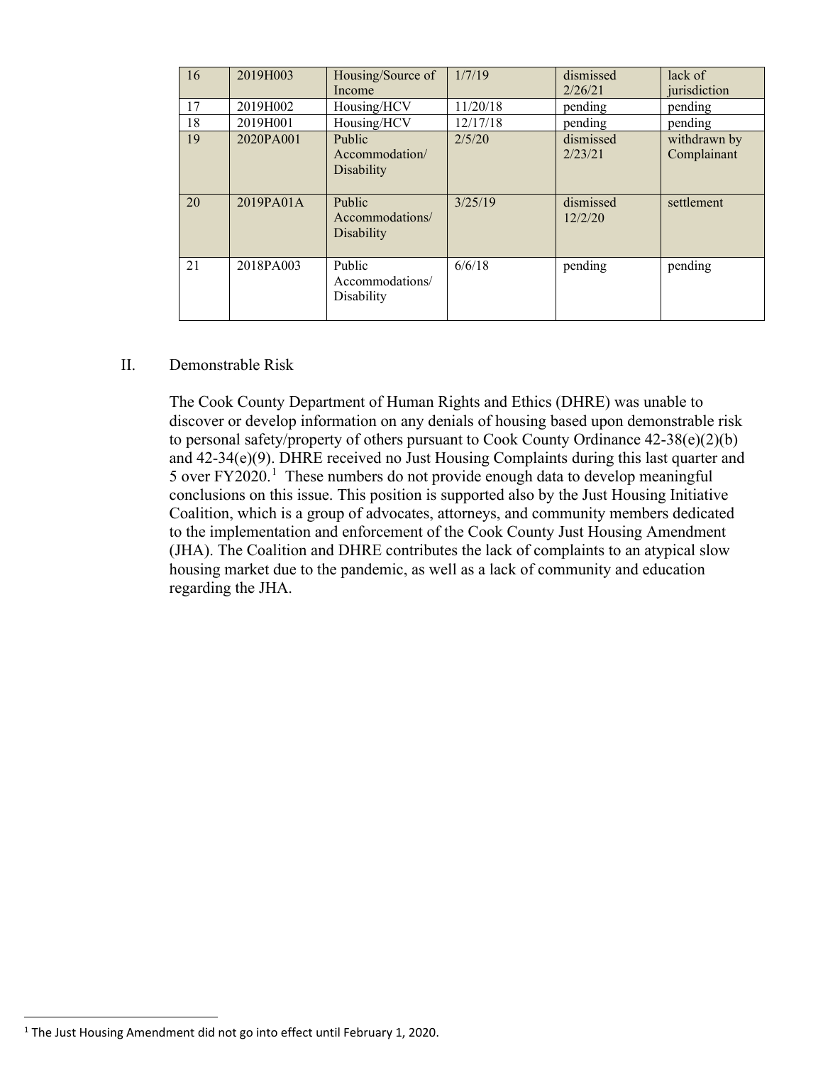| | | | | | |
|---|---|---|---|---|---|
| 16 | 2019H003 | Housing/Source of Income | 1/7/19 | dismissed 2/26/21 | lack of jurisdiction |
| 17 | 2019H002 | Housing/HCV | 11/20/18 | pending | pending |
| 18 | 2019H001 | Housing/HCV | 12/17/18 | pending | pending |
| 19 | 2020PA001 | Public Accommodation/ Disability | 2/5/20 | dismissed 2/23/21 | withdrawn by Complainant |
| 20 | 2019PA01A | Public Accommodations/ Disability | 3/25/19 | dismissed 12/2/20 | settlement |
| 21 | 2018PA003 | Public Accommodations/ Disability | 6/6/18 | pending | pending |

## II. Demonstrable Risk

The Cook County Department of Human Rights and Ethics (DHRE) was unable to discover or develop information on any denials of housing based upon demonstrable risk to personal safety/property of others pursuant to Cook County Ordinance 42-38(e)(2)(b) and 42-34(e)(9). DHRE received no Just Housing Complaints during this last quarter and 5 over FY2020.[1] These numbers do not provide enough data to develop meaningful conclusions on this issue. This position is supported also by the Just Housing Initiative Coalition, which is a group of advocates, attorneys, and community members dedicated to the implementation and enforcement of the Cook County Just Housing Amendment (JHA). The Coalition and DHRE contributes the lack of complaints to an atypical slow housing market due to the pandemic, as well as a lack of community and education regarding the JHA.

[1] The Just Housing Amendment did not go into effect until February 1, 2020.